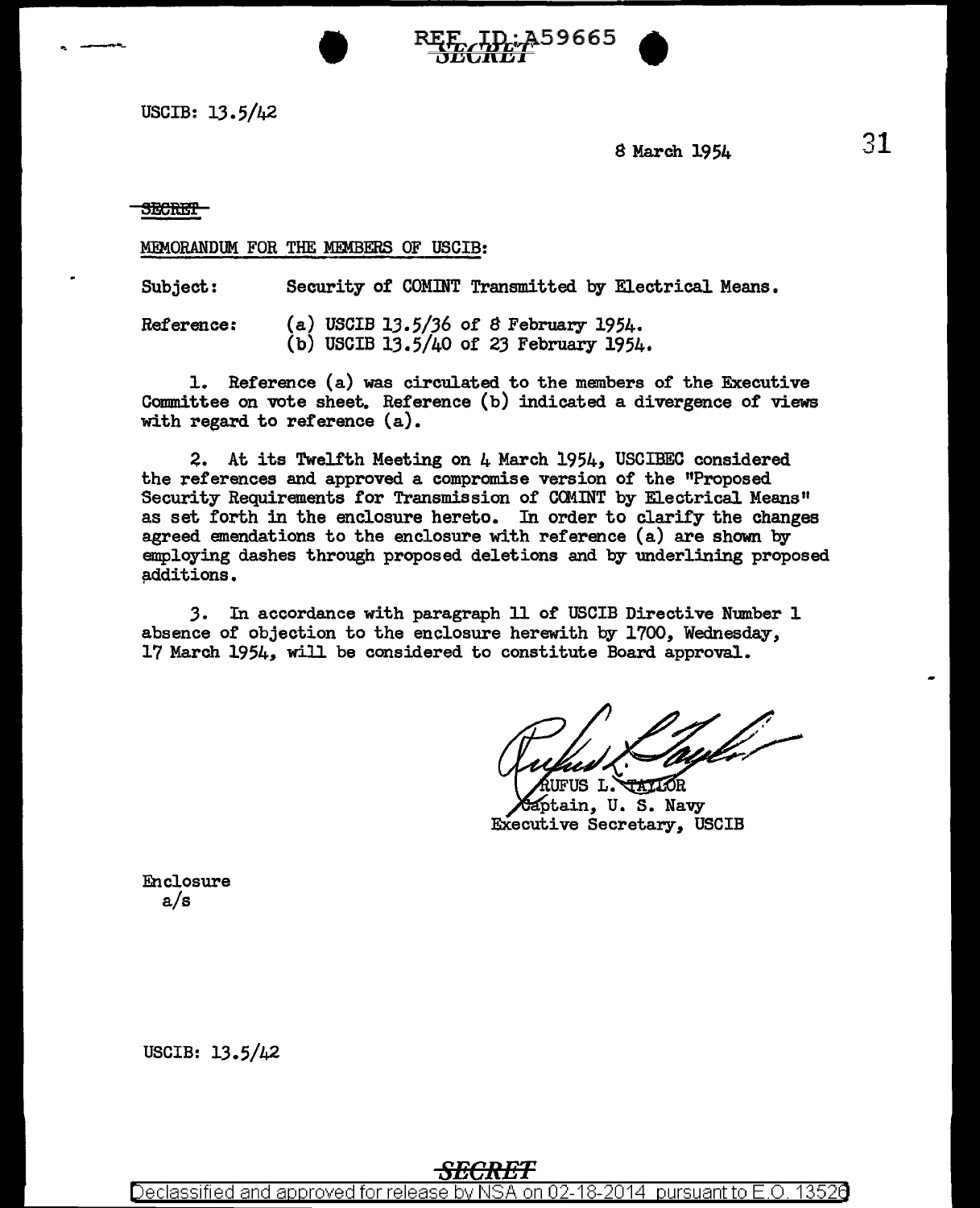USCIB: 13.5/42

8 March 1954

~~SECRET~~

MEMORANDUM FOR THE MEMBERS OF USCIB:

Subject: Security of COMINT Transmitted by Electrical Means.

Reference: (a) USCIB 13.5/36 of 8 February 1954.
(b) USCIB 13.5/40 of 23 February 1954.

1. Reference (a) was circulated to the members of the Executive Committee on vote sheet. Reference (b) indicated a divergence of views with regard to reference (a).

2. At its Twelfth Meeting on 4 March 1954, USCIBEC considered the references and approved a compromise version of the "Proposed Security Requirements for Transmission of COMINT by Electrical Means" as set forth in the enclosure hereto. In order to clarify the changes agreed emendations to the enclosure with reference (a) are shown by employing dashes through proposed deletions and by underlining proposed additions.

3. In accordance with paragraph 11 of USCIB Directive Number 1 absence of objection to the enclosure herewith by 1700, Wednesday, 17 March 1954, will be considered to constitute Board approval.

RUFUS L. TAYLOR
Captain, U. S. Navy
Executive Secretary, USCIB

Enclosure
a/s

USCIB: 13.5/42

SECRET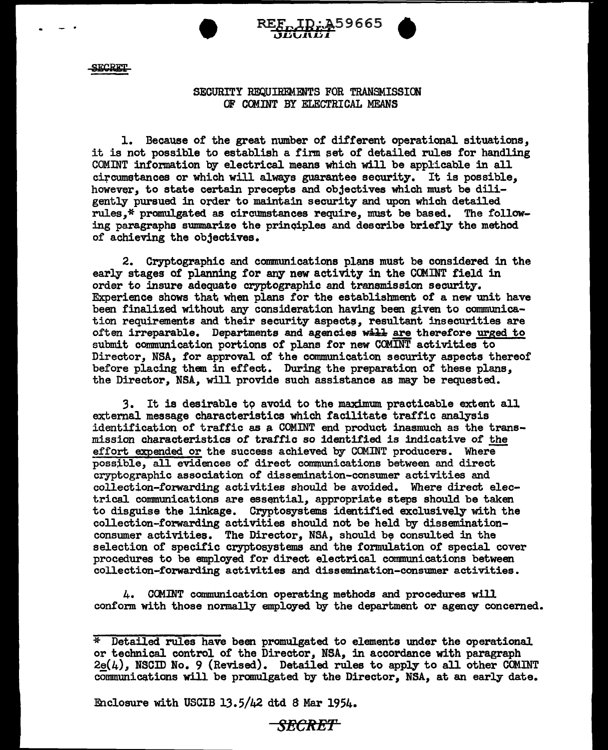SECRET

## SECURITY REQUIREMENTS FOR TRANSMISSION OF COMINT BY ELECTRICAL MEANS

1. Because of the great number of different operational situations, it is not possible to establish a firm set of detailed rules for handling COMINT information by electrical means which will be applicable in all circumstances or which will always guarantee security. It is possible, however, to state certain precepts and objectives which must be diligently pursued in order to maintain security and upon which detailed rules,* promulgated as circumstances require, must be based. The following paragraphs summarize the principles and describe briefly the method of achieving the objectives.

2. Cryptographic and communications plans must be considered in the early stages of planning for any new activity in the COMINT field in order to insure adequate cryptographic and transmission security. Experience shows that when plans for the establishment of a new unit have been finalized without any consideration having been given to communication requirements and their security aspects, resultant insecurities are often irreparable. Departments and agencies ~~will~~ are therefore urged to submit communication portions of plans for new COMINT activities to Director, NSA, for approval of the communication security aspects thereof before placing them in effect. During the preparation of these plans, the Director, NSA, will provide such assistance as may be requested.

3. It is desirable to avoid to the maximum practicable extent all external message characteristics which facilitate traffic analysis identification of traffic as a COMINT end product inasmuch as the transmission characteristics of traffic so identified is indicative of the effort expended or the success achieved by COMINT producers. Where possible, all evidences of direct communications between and direct cryptographic association of dissemination-consumer activities and collection-forwarding activities should be avoided. Where direct electrical communications are essential, appropriate steps should be taken to disguise the linkage. Cryptosystems identified exclusively with the collection-forwarding activities should not be held by dissemination-consumer activities. The Director, NSA, should be consulted in the selection of specific cryptosystems and the formulation of special cover procedures to be employed for direct electrical communications between collection-forwarding activities and dissemination-consumer activities.

4. COMINT communication operating methods and procedures will conform with those normally employed by the department or agency concerned.

---

* Detailed rules have been promulgated to elements under the operational or technical control of the Director, NSA, in accordance with paragraph 2e(4), NSCID No. 9 (Revised). Detailed rules to apply to all other COMINT communications will be promulgated by the Director, NSA, at an early date.

Enclosure with USCIB 13.5/42 dtd 8 Mar 1954.

SECRET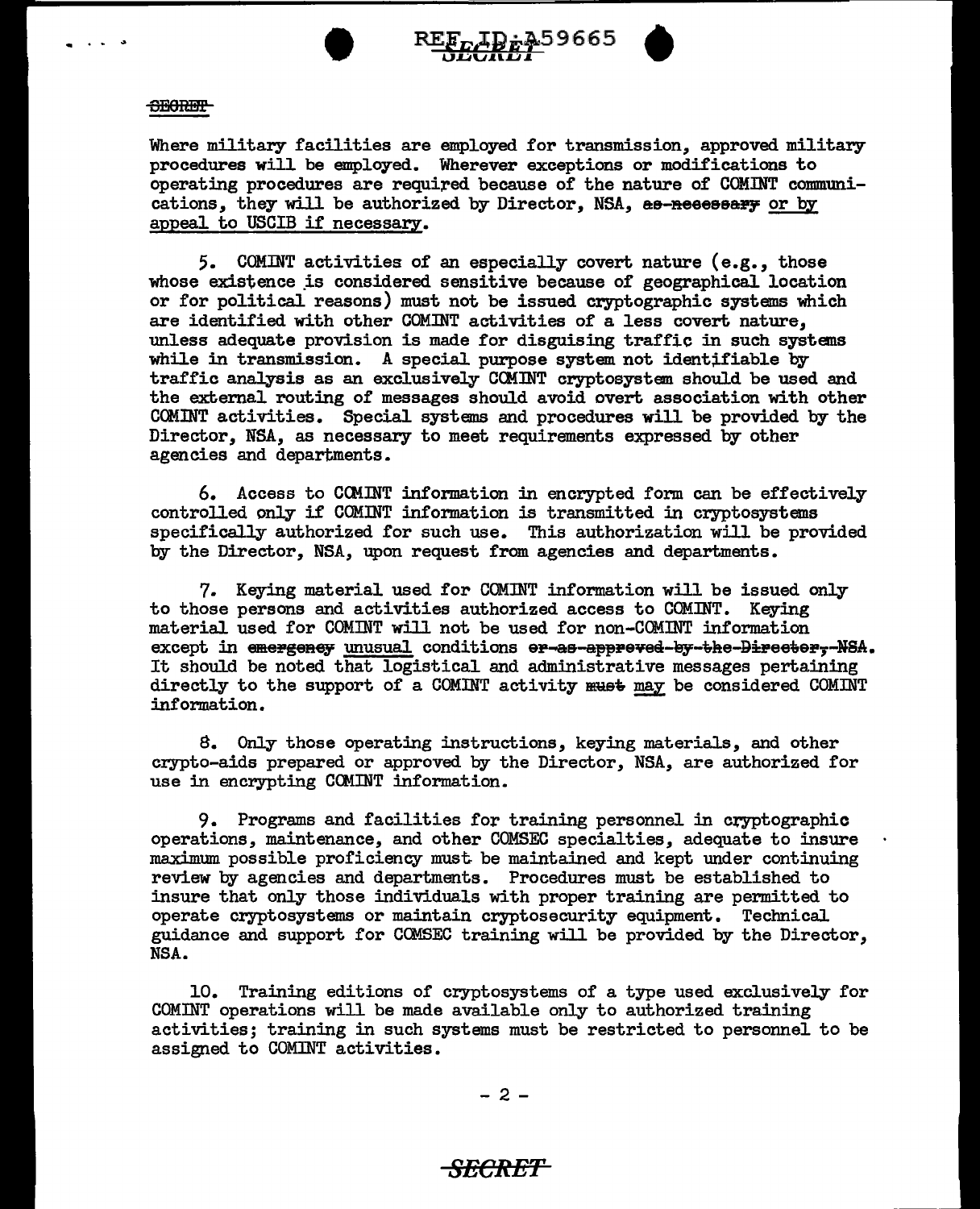Where military facilities are employed for transmission, approved military procedures will be employed. Wherever exceptions or modifications to operating procedures are required because of the nature of COMINT communications, they will be authorized by Director, NSA, ~~as necessary~~ or by appeal to USCIB if necessary.

5. COMINT activities of an especially covert nature (e.g., those whose existence is considered sensitive because of geographical location or for political reasons) must not be issued cryptographic systems which are identified with other COMINT activities of a less covert nature, unless adequate provision is made for disguising traffic in such systems while in transmission. A special purpose system not identifiable by traffic analysis as an exclusively COMINT cryptosystem should be used and the external routing of messages should avoid overt association with other COMINT activities. Special systems and procedures will be provided by the Director, NSA, as necessary to meet requirements expressed by other agencies and departments.

6. Access to COMINT information in encrypted form can be effectively controlled only if COMINT information is transmitted in cryptosystems specifically authorized for such use. This authorization will be provided by the Director, NSA, upon request from agencies and departments.

7. Keying material used for COMINT information will be issued only to those persons and activities authorized access to COMINT. Keying material used for COMINT will not be used for non-COMINT information except in ~~emergency~~ unusual conditions ~~or as approved by the Director, NSA~~. It should be noted that logistical and administrative messages pertaining directly to the support of a COMINT activity ~~must~~ may be considered COMINT information.

8. Only those operating instructions, keying materials, and other crypto-aids prepared or approved by the Director, NSA, are authorized for use in encrypting COMINT information.

9. Programs and facilities for training personnel in cryptographic operations, maintenance, and other COMSEC specialties, adequate to insure maximum possible proficiency must be maintained and kept under continuing review by agencies and departments. Procedures must be established to insure that only those individuals with proper training are permitted to operate cryptosystems or maintain cryptosecurity equipment. Technical guidance and support for COMSEC training will be provided by the Director, NSA.

10. Training editions of cryptosystems of a type used exclusively for COMINT operations will be made available only to authorized training activities; training in such systems must be restricted to personnel to be assigned to COMINT activities.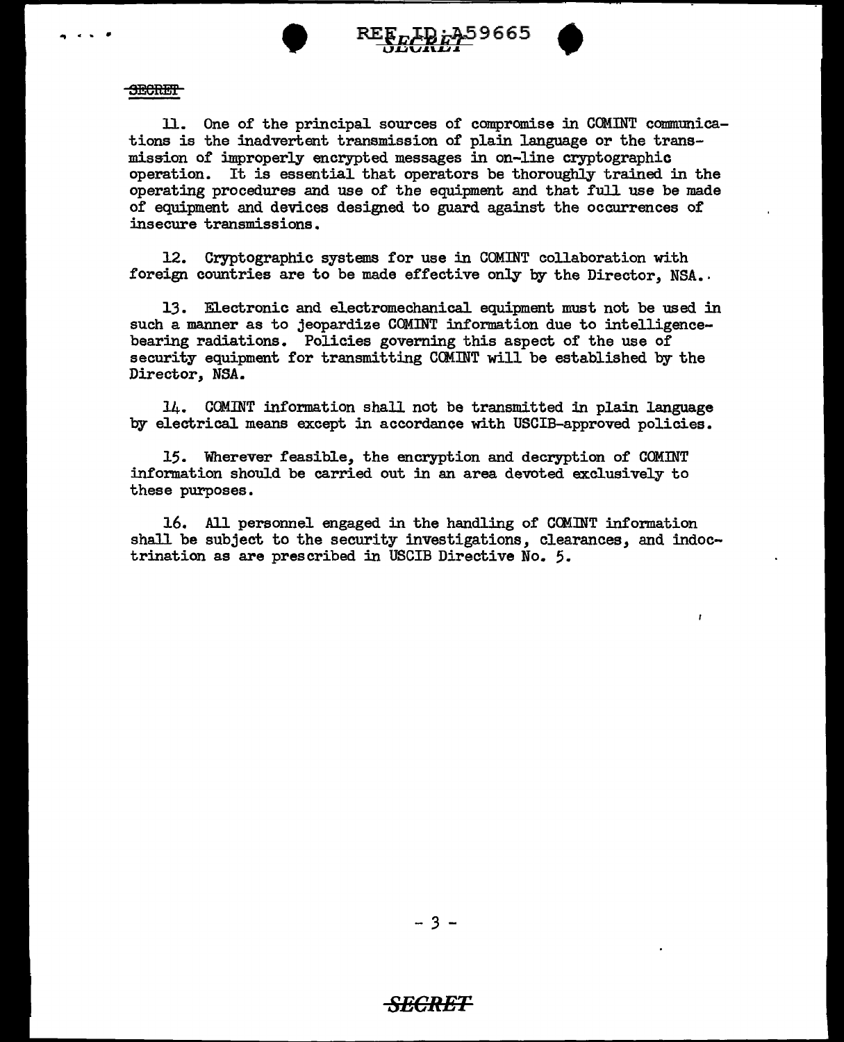SECRET

11. One of the principal sources of compromise in COMINT communications is the inadvertent transmission of plain language or the transmission of improperly encrypted messages in on-line cryptographic operation. It is essential that operators be thoroughly trained in the operating procedures and use of the equipment and that full use be made of equipment and devices designed to guard against the occurrences of insecure transmissions.

12. Cryptographic systems for use in COMINT collaboration with foreign countries are to be made effective only by the Director, NSA.

13. Electronic and electromechanical equipment must not be used in such a manner as to jeopardize COMINT information due to intelligence-bearing radiations. Policies governing this aspect of the use of security equipment for transmitting COMINT will be established by the Director, NSA.

14. COMINT information shall not be transmitted in plain language by electrical means except in accordance with USCIB-approved policies.

15. Wherever feasible, the encryption and decryption of COMINT information should be carried out in an area devoted exclusively to these purposes.

16. All personnel engaged in the handling of COMINT information shall be subject to the security investigations, clearances, and indoctrination as are prescribed in USCIB Directive No. 5.

SECRET